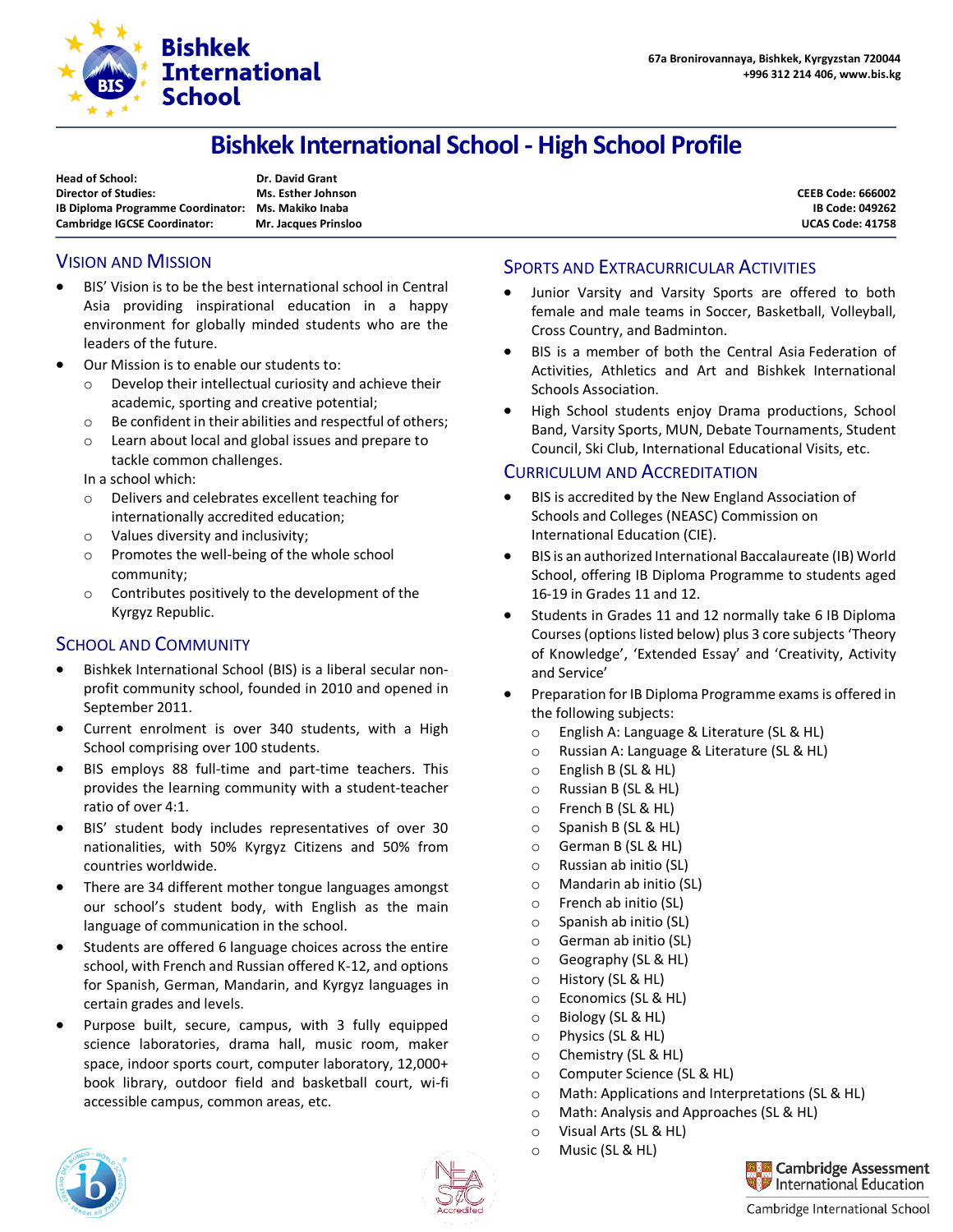**Bishkek International School**

67a Bronirovannaya, Bishkek, Kyrgyzstan 720044
+996 312 214 406, www.bis.kg

# Bishkek International School - High School Profile

| | | |
|---|---|---|
| **Head of School:** | **Dr. David Grant** | |
| **Director of Studies:** | **Ms. Esther Johnson** | **CEEB Code: 666002** |
| **IB Diploma Programme Coordinator:** | **Ms. Makiko Inaba** | **IB Code: 049262** |
| **Cambridge IGCSE Coordinator:** | **Mr. Jacques Prinsloo** | **UCAS Code: 41758** |

## Vision and Mission

- BIS' Vision is to be the best international school in Central Asia providing inspirational education in a happy environment for globally minded students who are the leaders of the future.
- Our Mission is to enable our students to:
  - Develop their intellectual curiosity and achieve their academic, sporting and creative potential;
  - Be confident in their abilities and respectful of others;
  - Learn about local and global issues and prepare to tackle common challenges.

  In a school which:
  - Delivers and celebrates excellent teaching for internationally accredited education;
  - Values diversity and inclusivity;
  - Promotes the well-being of the whole school community;
  - Contributes positively to the development of the Kyrgyz Republic.

## School and Community

- Bishkek International School (BIS) is a liberal secular non-profit community school, founded in 2010 and opened in September 2011.
- Current enrolment is over 340 students, with a High School comprising over 100 students.
- BIS employs 88 full-time and part-time teachers. This provides the learning community with a student-teacher ratio of over 4:1.
- BIS' student body includes representatives of over 30 nationalities, with 50% Kyrgyz Citizens and 50% from countries worldwide.
- There are 34 different mother tongue languages amongst our school's student body, with English as the main language of communication in the school.
- Students are offered 6 language choices across the entire school, with French and Russian offered K-12, and options for Spanish, German, Mandarin, and Kyrgyz languages in certain grades and levels.
- Purpose built, secure, campus, with 3 fully equipped science laboratories, drama hall, music room, maker space, indoor sports court, computer laboratory, 12,000+ book library, outdoor field and basketball court, wi-fi accessible campus, common areas, etc.

## Sports and Extracurricular Activities

- Junior Varsity and Varsity Sports are offered to both female and male teams in Soccer, Basketball, Volleyball, Cross Country, and Badminton.
- BIS is a member of both the Central Asia Federation of Activities, Athletics and Art and Bishkek International Schools Association.
- High School students enjoy Drama productions, School Band, Varsity Sports, MUN, Debate Tournaments, Student Council, Ski Club, International Educational Visits, etc.

## Curriculum and Accreditation

- BIS is accredited by the New England Association of Schools and Colleges (NEASC) Commission on International Education (CIE).
- BIS is an authorized International Baccalaureate (IB) World School, offering IB Diploma Programme to students aged 16-19 in Grades 11 and 12.
- Students in Grades 11 and 12 normally take 6 IB Diploma Courses (options listed below) plus 3 core subjects 'Theory of Knowledge', 'Extended Essay' and 'Creativity, Activity and Service'
- Preparation for IB Diploma Programme exams is offered in the following subjects:
  - English A: Language & Literature (SL & HL)
  - Russian A: Language & Literature (SL & HL)
  - English B (SL & HL)
  - Russian B (SL & HL)
  - French B (SL & HL)
  - Spanish B (SL & HL)
  - German B (SL & HL)
  - Russian ab initio (SL)
  - Mandarin ab initio (SL)
  - French ab initio (SL)
  - Spanish ab initio (SL)
  - German ab initio (SL)
  - Geography (SL & HL)
  - History (SL & HL)
  - Economics (SL & HL)
  - Biology (SL & HL)
  - Physics (SL & HL)
  - Chemistry (SL & HL)
  - Computer Science (SL & HL)
  - Math: Applications and Interpretations (SL & HL)
  - Math: Analysis and Approaches (SL & HL)
  - Visual Arts (SL & HL)
  - Music (SL & HL)

Cambridge Assessment International Education
Cambridge International School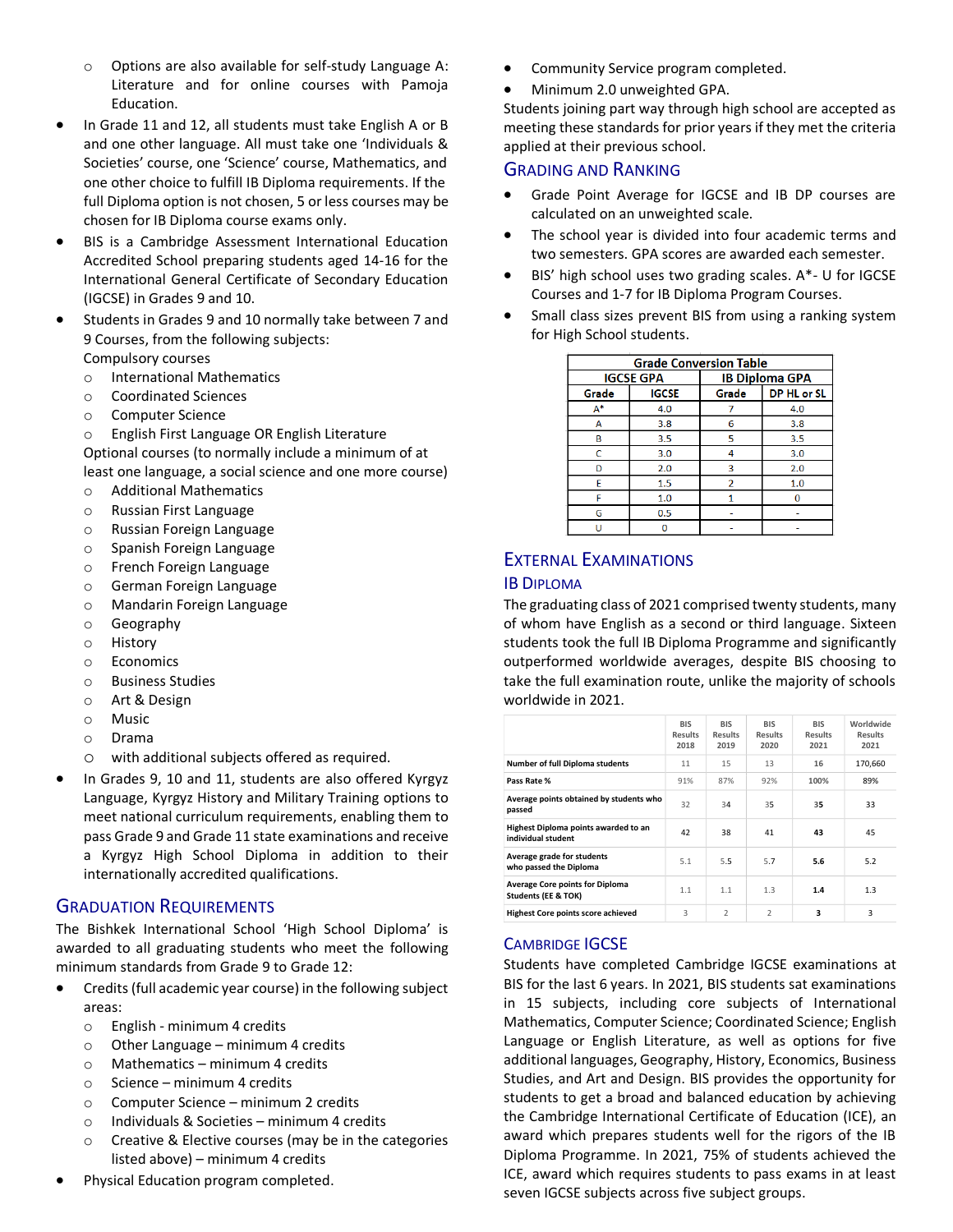- Options are also available for self-study Language A: Literature and for online courses with Pamoja Education.

- In Grade 11 and 12, all students must take English A or B and one other language. All must take one 'Individuals & Societies' course, one 'Science' course, Mathematics, and one other choice to fulfill IB Diploma requirements. If the full Diploma option is not chosen, 5 or less courses may be chosen for IB Diploma course exams only.
- BIS is a Cambridge Assessment International Education Accredited School preparing students aged 14-16 for the International General Certificate of Secondary Education (IGCSE) in Grades 9 and 10.
- Students in Grades 9 and 10 normally take between 7 and 9 Courses, from the following subjects:

  Compulsory courses
  - International Mathematics
  - Coordinated Sciences
  - Computer Science
  - English First Language OR English Literature

  Optional courses (to normally include a minimum of at least one language, a social science and one more course)
  - Additional Mathematics
  - Russian First Language
  - Russian Foreign Language
  - Spanish Foreign Language
  - French Foreign Language
  - German Foreign Language
  - Mandarin Foreign Language
  - Geography
  - History
  - Economics
  - Business Studies
  - Art & Design
  - Music
  - Drama
  - with additional subjects offered as required.
- In Grades 9, 10 and 11, students are also offered Kyrgyz Language, Kyrgyz History and Military Training options to meet national curriculum requirements, enabling them to pass Grade 9 and Grade 11 state examinations and receive a Kyrgyz High School Diploma in addition to their internationally accredited qualifications.

## Graduation Requirements

The Bishkek International School 'High School Diploma' is awarded to all graduating students who meet the following minimum standards from Grade 9 to Grade 12:

- Credits (full academic year course) in the following subject areas:
  - English - minimum 4 credits
  - Other Language – minimum 4 credits
  - Mathematics – minimum 4 credits
  - Science – minimum 4 credits
  - Computer Science – minimum 2 credits
  - Individuals & Societies – minimum 4 credits
  - Creative & Elective courses (may be in the categories listed above) – minimum 4 credits
- Physical Education program completed.
- Community Service program completed.
- Minimum 2.0 unweighted GPA.

Students joining part way through high school are accepted as meeting these standards for prior years if they met the criteria applied at their previous school.

## Grading and Ranking

- Grade Point Average for IGCSE and IB DP courses are calculated on an unweighted scale.
- The school year is divided into four academic terms and two semesters. GPA scores are awarded each semester.
- BIS' high school uses two grading scales. A*- U for IGCSE Courses and 1-7 for IB Diploma Program Courses.
- Small class sizes prevent BIS from using a ranking system for High School students.

| Grade Conversion Table | | | |
|---|---|---|---|
| IGCSE GPA | | IB Diploma GPA | |
| Grade | IGCSE | Grade | DP HL or SL |
| A* | 4.0 | 7 | 4.0 |
| A | 3.8 | 6 | 3.8 |
| B | 3.5 | 5 | 3.5 |
| C | 3.0 | 4 | 3.0 |
| D | 2.0 | 3 | 2.0 |
| E | 1.5 | 2 | 1.0 |
| F | 1.0 | 1 | 0 |
| G | 0.5 | - | - |
| U | 0 | - | - |

## External Examinations

### IB Diploma

The graduating class of 2021 comprised twenty students, many of whom have English as a second or third language. Sixteen students took the full IB Diploma Programme and significantly outperformed worldwide averages, despite BIS choosing to take the full examination route, unlike the majority of schools worldwide in 2021.

| | BIS Results 2018 | BIS Results 2019 | BIS Results 2020 | BIS Results 2021 | Worldwide Results 2021 |
|---|---|---|---|---|---|
| Number of full Diploma students | 11 | 15 | 13 | **16** | 170,660 |
| Pass Rate % | 91% | 87% | 92% | **100%** | 89% |
| Average points obtained by students who passed | 32 | 34 | 35 | **35** | 33 |
| Highest Diploma points awarded to an individual student | 42 | 38 | 41 | **43** | 45 |
| Average grade for students who passed the Diploma | 5.1 | 5.5 | 5.7 | **5.6** | 5.2 |
| Average Core points for Diploma Students (EE & TOK) | 1.1 | 1.1 | 1.3 | **1.4** | 1.3 |
| Highest Core points score achieved | 3 | 2 | 2 | **3** | 3 |

### Cambridge IGCSE

Students have completed Cambridge IGCSE examinations at BIS for the last 6 years. In 2021, BIS students sat examinations in 15 subjects, including core subjects of International Mathematics, Computer Science; Coordinated Science; English Language or English Literature, as well as options for five additional languages, Geography, History, Economics, Business Studies, and Art and Design. BIS provides the opportunity for students to get a broad and balanced education by achieving the Cambridge International Certificate of Education (ICE), an award which prepares students well for the rigors of the IB Diploma Programme. In 2021, 75% of students achieved the ICE, award which requires students to pass exams in at least seven IGCSE subjects across five subject groups.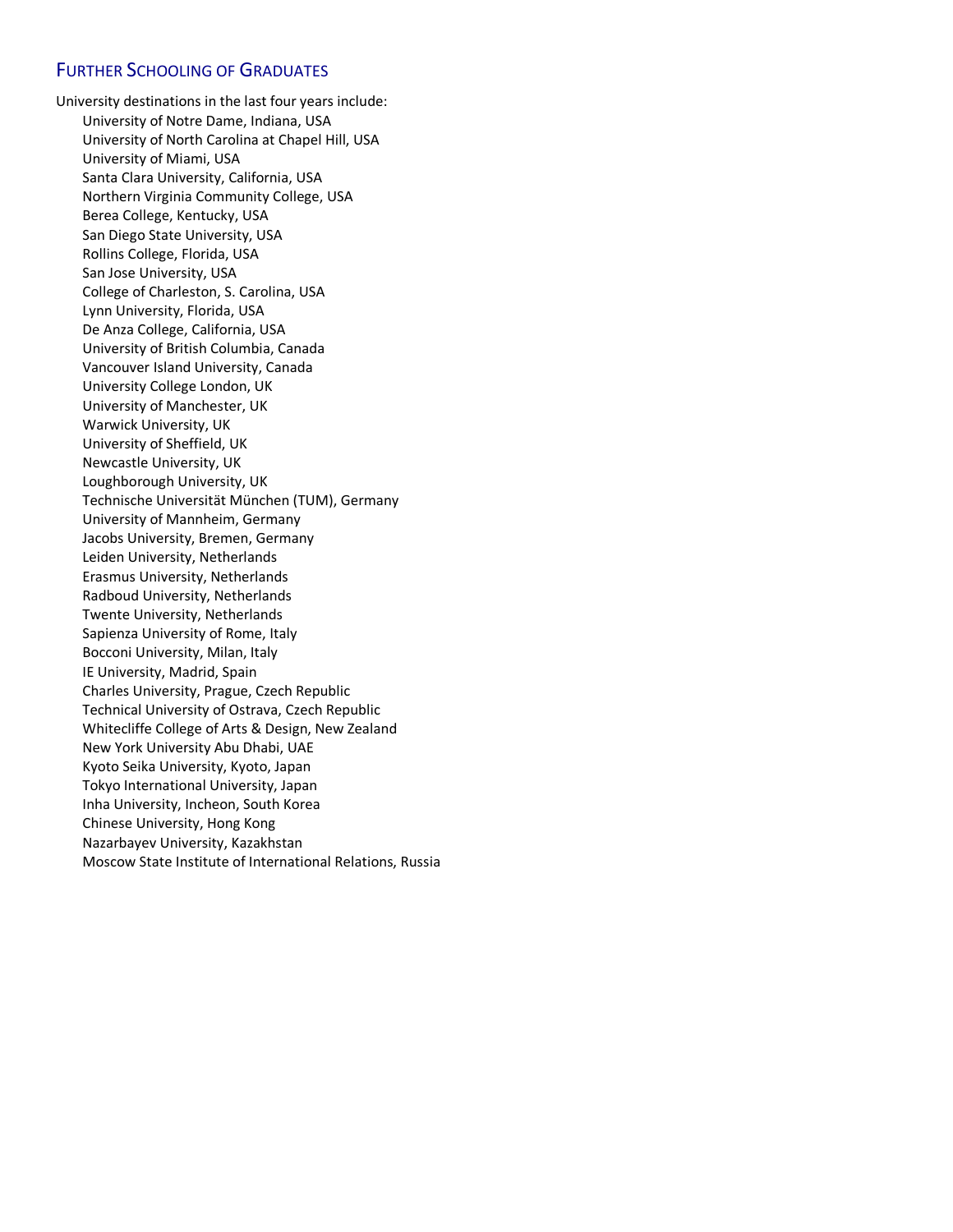## Further Schooling of Graduates

University destinations in the last four years include:

- University of Notre Dame, Indiana, USA
- University of North Carolina at Chapel Hill, USA
- University of Miami, USA
- Santa Clara University, California, USA
- Northern Virginia Community College, USA
- Berea College, Kentucky, USA
- San Diego State University, USA
- Rollins College, Florida, USA
- San Jose University, USA
- College of Charleston, S. Carolina, USA
- Lynn University, Florida, USA
- De Anza College, California, USA
- University of British Columbia, Canada
- Vancouver Island University, Canada
- University College London, UK
- University of Manchester, UK
- Warwick University, UK
- University of Sheffield, UK
- Newcastle University, UK
- Loughborough University, UK
- Technische Universität München (TUM), Germany
- University of Mannheim, Germany
- Jacobs University, Bremen, Germany
- Leiden University, Netherlands
- Erasmus University, Netherlands
- Radboud University, Netherlands
- Twente University, Netherlands
- Sapienza University of Rome, Italy
- Bocconi University, Milan, Italy
- IE University, Madrid, Spain
- Charles University, Prague, Czech Republic
- Technical University of Ostrava, Czech Republic
- Whitecliffe College of Arts & Design, New Zealand
- New York University Abu Dhabi, UAE
- Kyoto Seika University, Kyoto, Japan
- Tokyo International University, Japan
- Inha University, Incheon, South Korea
- Chinese University, Hong Kong
- Nazarbayev University, Kazakhstan
- Moscow State Institute of International Relations, Russia